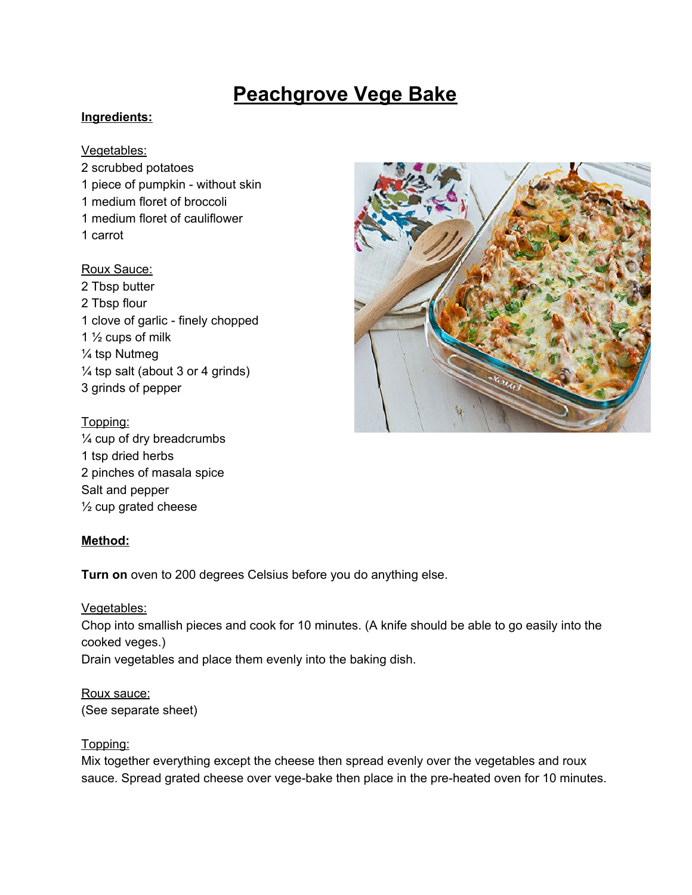# Peachgrove Vege Bake

**Ingredients:**

Vegetables:
2 scrubbed potatoes
1 piece of pumpkin - without skin
1 medium floret of broccoli
1 medium floret of cauliflower
1 carrot

Roux Sauce:
2 Tbsp butter
2 Tbsp flour
1 clove of garlic - finely chopped
1 ½ cups of milk
¼ tsp Nutmeg
¼ tsp salt (about 3 or 4 grinds)
3 grinds of pepper

Topping:
¼ cup of dry breadcrumbs
1 tsp dried herbs
2 pinches of masala spice
Salt and pepper
½ cup grated cheese

**Method:**

**Turn on** oven to 200 degrees Celsius before you do anything else.

Vegetables:
Chop into smallish pieces and cook for 10 minutes. (A knife should be able to go easily into the cooked veges.)
Drain vegetables and place them evenly into the baking dish.

Roux sauce:
(See separate sheet)

Topping:
Mix together everything except the cheese then spread evenly over the vegetables and roux sauce. Spread grated cheese over vege-bake then place in the pre-heated oven for 10 minutes.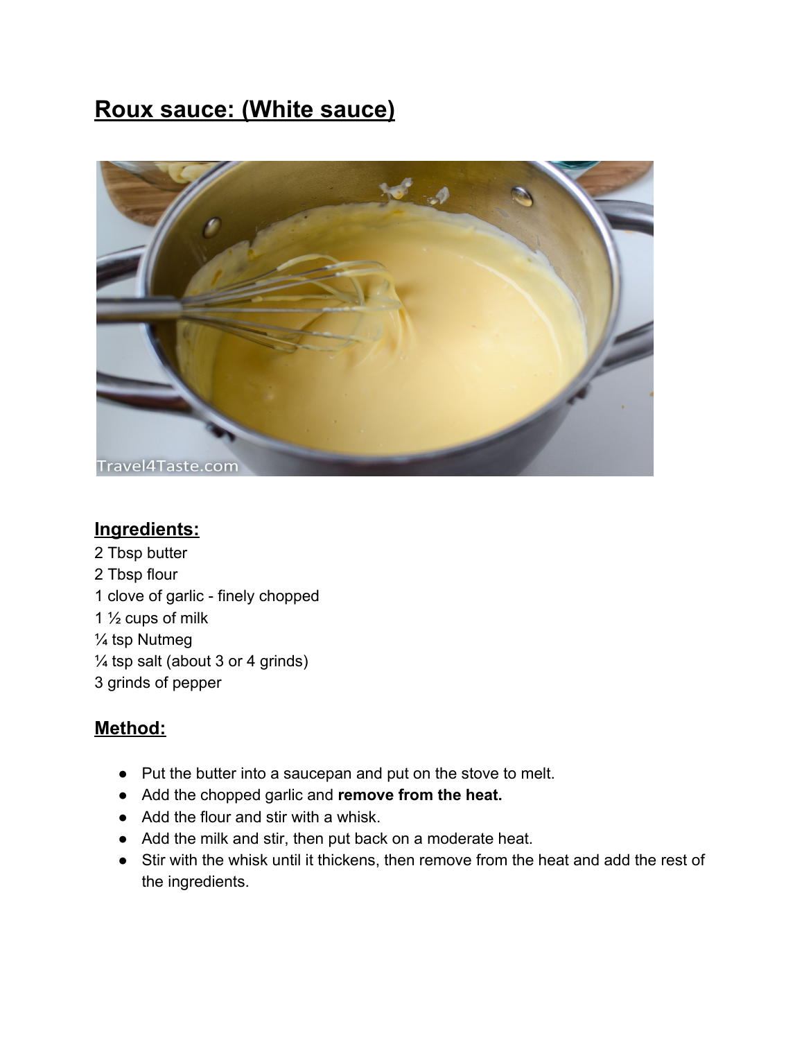# Roux sauce: (White sauce)

## Ingredients:

2 Tbsp butter
2 Tbsp flour
1 clove of garlic - finely chopped
1 ½ cups of milk
¼ tsp Nutmeg
¼ tsp salt (about 3 or 4 grinds)
3 grinds of pepper

## Method:

- Put the butter into a saucepan and put on the stove to melt.
- Add the chopped garlic and **remove from the heat.**
- Add the flour and stir with a whisk.
- Add the milk and stir, then put back on a moderate heat.
- Stir with the whisk until it thickens, then remove from the heat and add the rest of the ingredients.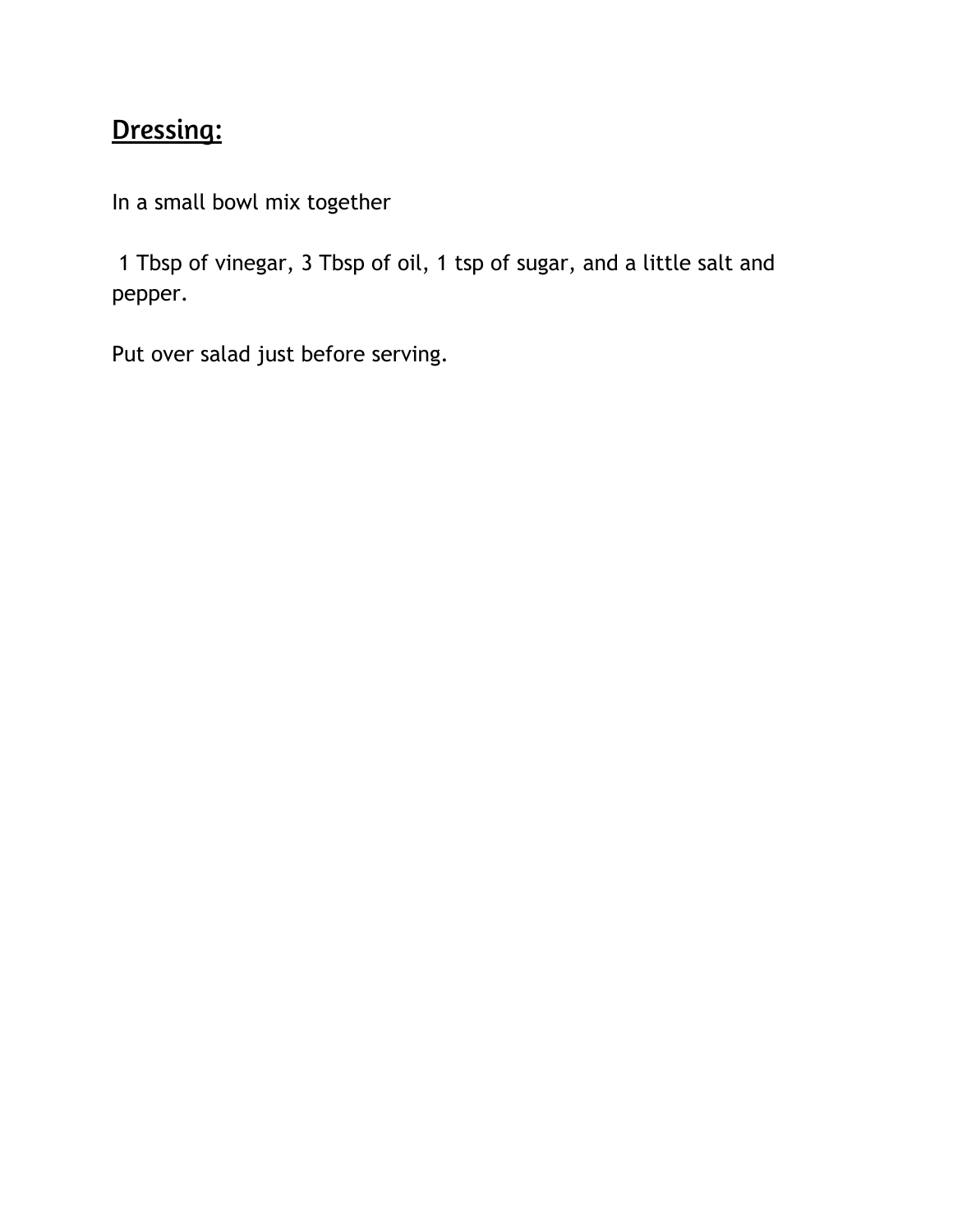## **Dressing:**

In a small bowl mix together

1 Tbsp of vinegar, 3 Tbsp of oil, 1 tsp of sugar, and a little salt and pepper.

Put over salad just before serving.